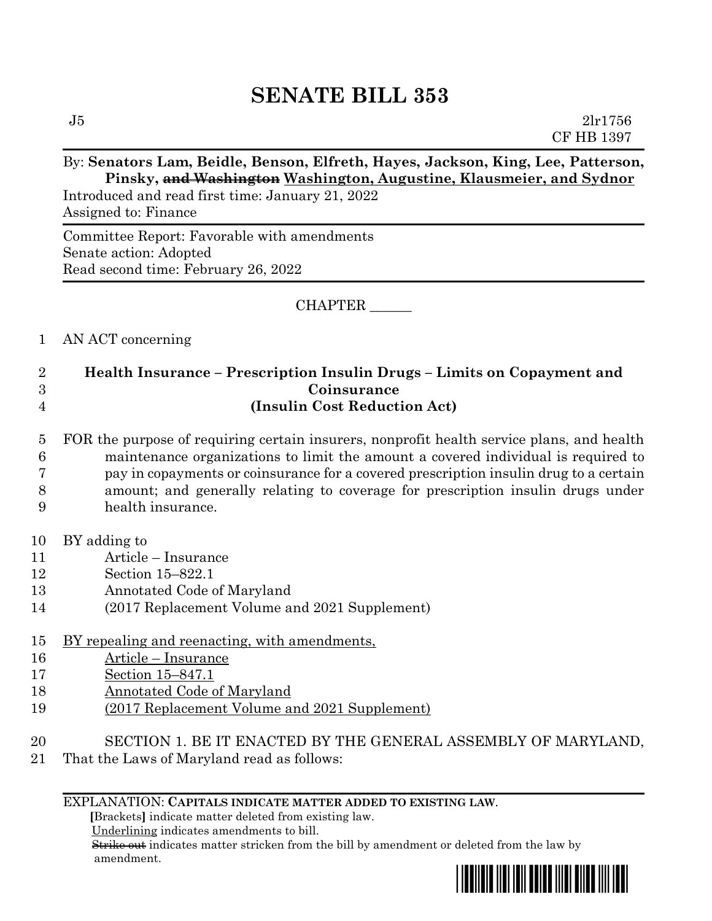# SENATE BILL 353

J5 2lr1756
CF HB 1397

By: **Senators Lam, Beidle, Benson, Elfreth, Hayes, Jackson, King, Lee, Patterson, Pinsky, ~~and Washington~~ <u>Washington, Augustine, Klausmeier, and Sydnor</u>**

Introduced and read first time: January 21, 2022
Assigned to: Finance

---

Committee Report: Favorable with amendments
Senate action: Adopted
Read second time: February 26, 2022

---

CHAPTER ______

1 AN ACT concerning

2 **Health Insurance – Prescription Insulin Drugs – Limits on Copayment and**
3 **Coinsurance**
4 **(Insulin Cost Reduction Act)**

5 FOR the purpose of requiring certain insurers, nonprofit health service plans, and health
6 maintenance organizations to limit the amount a covered individual is required to
7 pay in copayments or coinsurance for a covered prescription insulin drug to a certain
8 amount; and generally relating to coverage for prescription insulin drugs under
9 health insurance.

10 BY adding to
11 Article – Insurance
12 Section 15–822.1
13 Annotated Code of Maryland
14 (2017 Replacement Volume and 2021 Supplement)

15 <u>BY repealing and reenacting, with amendments,</u>
16 <u>Article – Insurance</u>
17 <u>Section 15–847.1</u>
18 <u>Annotated Code of Maryland</u>
19 <u>(2017 Replacement Volume and 2021 Supplement)</u>

20 SECTION 1. BE IT ENACTED BY THE GENERAL ASSEMBLY OF MARYLAND,
21 That the Laws of Maryland read as follows:

---

EXPLANATION: **CAPITALS INDICATE MATTER ADDED TO EXISTING LAW.**
**[**Brackets**]** indicate matter deleted from existing law.
<u>Underlining</u> indicates amendments to bill.
~~Strike out~~ indicates matter stricken from the bill by amendment or deleted from the law by amendment.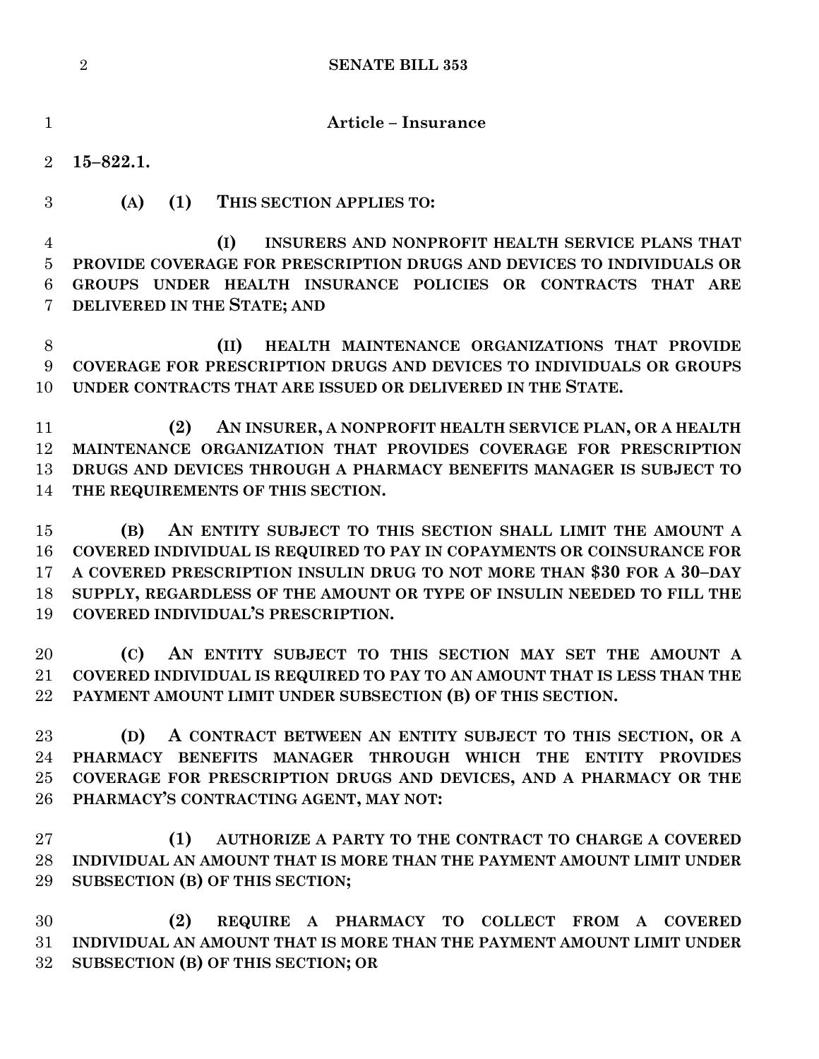**Article – Insurance**

**15–822.1.**

**(A) (1) THIS SECTION APPLIES TO:**

**(I) INSURERS AND NONPROFIT HEALTH SERVICE PLANS THAT PROVIDE COVERAGE FOR PRESCRIPTION DRUGS AND DEVICES TO INDIVIDUALS OR GROUPS UNDER HEALTH INSURANCE POLICIES OR CONTRACTS THAT ARE DELIVERED IN THE STATE; AND**

**(II) HEALTH MAINTENANCE ORGANIZATIONS THAT PROVIDE COVERAGE FOR PRESCRIPTION DRUGS AND DEVICES TO INDIVIDUALS OR GROUPS UNDER CONTRACTS THAT ARE ISSUED OR DELIVERED IN THE STATE.**

**(2) AN INSURER, A NONPROFIT HEALTH SERVICE PLAN, OR A HEALTH MAINTENANCE ORGANIZATION THAT PROVIDES COVERAGE FOR PRESCRIPTION DRUGS AND DEVICES THROUGH A PHARMACY BENEFITS MANAGER IS SUBJECT TO THE REQUIREMENTS OF THIS SECTION.**

**(B) AN ENTITY SUBJECT TO THIS SECTION SHALL LIMIT THE AMOUNT A COVERED INDIVIDUAL IS REQUIRED TO PAY IN COPAYMENTS OR COINSURANCE FOR A COVERED PRESCRIPTION INSULIN DRUG TO NOT MORE THAN $30 FOR A 30–DAY SUPPLY, REGARDLESS OF THE AMOUNT OR TYPE OF INSULIN NEEDED TO FILL THE COVERED INDIVIDUAL'S PRESCRIPTION.**

**(C) AN ENTITY SUBJECT TO THIS SECTION MAY SET THE AMOUNT A COVERED INDIVIDUAL IS REQUIRED TO PAY TO AN AMOUNT THAT IS LESS THAN THE PAYMENT AMOUNT LIMIT UNDER SUBSECTION (B) OF THIS SECTION.**

**(D) A CONTRACT BETWEEN AN ENTITY SUBJECT TO THIS SECTION, OR A PHARMACY BENEFITS MANAGER THROUGH WHICH THE ENTITY PROVIDES COVERAGE FOR PRESCRIPTION DRUGS AND DEVICES, AND A PHARMACY OR THE PHARMACY'S CONTRACTING AGENT, MAY NOT:**

**(1) AUTHORIZE A PARTY TO THE CONTRACT TO CHARGE A COVERED INDIVIDUAL AN AMOUNT THAT IS MORE THAN THE PAYMENT AMOUNT LIMIT UNDER SUBSECTION (B) OF THIS SECTION;**

**(2) REQUIRE A PHARMACY TO COLLECT FROM A COVERED INDIVIDUAL AN AMOUNT THAT IS MORE THAN THE PAYMENT AMOUNT LIMIT UNDER SUBSECTION (B) OF THIS SECTION; OR**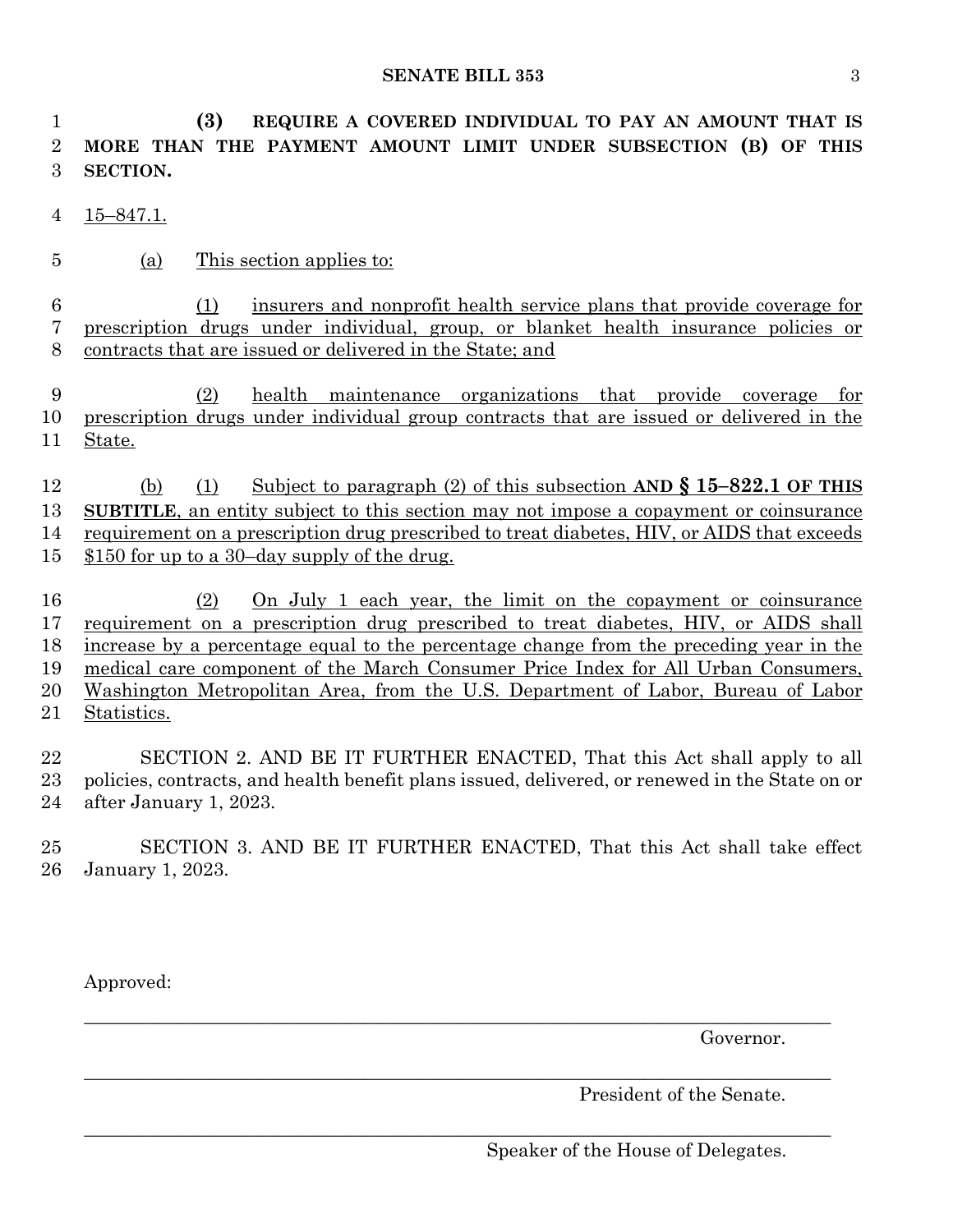**(3) REQUIRE A COVERED INDIVIDUAL TO PAY AN AMOUNT THAT IS MORE THAN THE PAYMENT AMOUNT LIMIT UNDER SUBSECTION (B) OF THIS SECTION.**

15–847.1.

(a) This section applies to:

(1) insurers and nonprofit health service plans that provide coverage for prescription drugs under individual, group, or blanket health insurance policies or contracts that are issued or delivered in the State; and

(2) health maintenance organizations that provide coverage for prescription drugs under individual group contracts that are issued or delivered in the State.

(b) (1) Subject to paragraph (2) of this subsection **AND § 15–822.1 OF THIS SUBTITLE**, an entity subject to this section may not impose a copayment or coinsurance requirement on a prescription drug prescribed to treat diabetes, HIV, or AIDS that exceeds $150 for up to a 30–day supply of the drug.

(2) On July 1 each year, the limit on the copayment or coinsurance requirement on a prescription drug prescribed to treat diabetes, HIV, or AIDS shall increase by a percentage equal to the percentage change from the preceding year in the medical care component of the March Consumer Price Index for All Urban Consumers, Washington Metropolitan Area, from the U.S. Department of Labor, Bureau of Labor Statistics.

SECTION 2. AND BE IT FURTHER ENACTED, That this Act shall apply to all policies, contracts, and health benefit plans issued, delivered, or renewed in the State on or after January 1, 2023.

SECTION 3. AND BE IT FURTHER ENACTED, That this Act shall take effect January 1, 2023.

Approved:

\_\_\_\_\_\_\_\_\_\_\_\_\_\_\_\_\_\_\_\_\_\_\_\_\_\_\_\_\_\_\_\_\_\_\_\_\_\_\_\_\_\_\_\_\_\_\_\_\_\_\_\_\_\_\_\_

Governor.

\_\_\_\_\_\_\_\_\_\_\_\_\_\_\_\_\_\_\_\_\_\_\_\_\_\_\_\_\_\_\_\_\_\_\_\_\_\_\_\_\_\_\_\_\_\_\_\_\_\_\_\_\_\_\_\_

President of the Senate.

\_\_\_\_\_\_\_\_\_\_\_\_\_\_\_\_\_\_\_\_\_\_\_\_\_\_\_\_\_\_\_\_\_\_\_\_\_\_\_\_\_\_\_\_\_\_\_\_\_\_\_\_\_\_\_\_

Speaker of the House of Delegates.